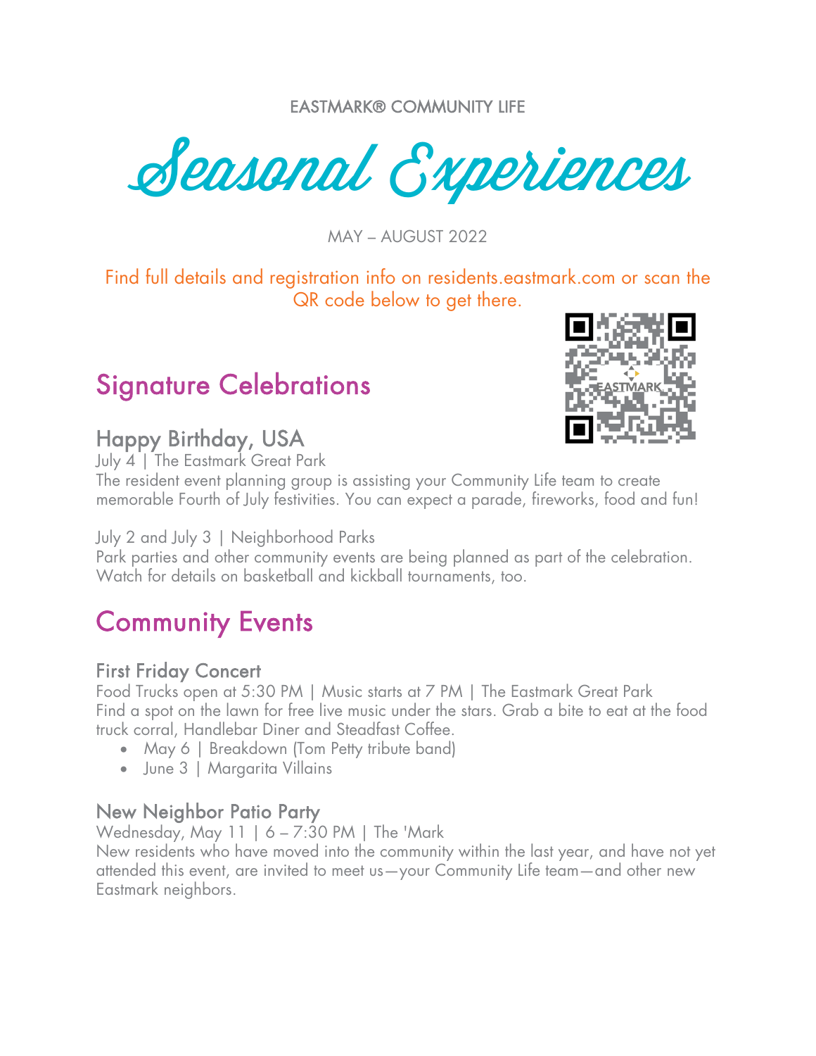EASTMARK® COMMUNITY LIFE

# Seasonal Experiences

MAY – AUGUST 2022

Find full details and registration info on residents.eastmark.com or scan the QR code below to get there.

## Signature Celebrations

### Happy Birthday, USA

July 4 | The Eastmark Great Park
The resident event planning group is assisting your Community Life team to create memorable Fourth of July festivities. You can expect a parade, fireworks, food and fun!

July 2 and July 3 | Neighborhood Parks
Park parties and other community events are being planned as part of the celebration. Watch for details on basketball and kickball tournaments, too.

## Community Events

### First Friday Concert

Food Trucks open at 5:30 PM | Music starts at 7 PM | The Eastmark Great Park
Find a spot on the lawn for free live music under the stars. Grab a bite to eat at the food truck corral, Handlebar Diner and Steadfast Coffee.

- May 6 | Breakdown (Tom Petty tribute band)
- June 3 | Margarita Villains

### New Neighbor Patio Party

Wednesday, May 11 | 6 – 7:30 PM | The 'Mark
New residents who have moved into the community within the last year, and have not yet attended this event, are invited to meet us—your Community Life team—and other new Eastmark neighbors.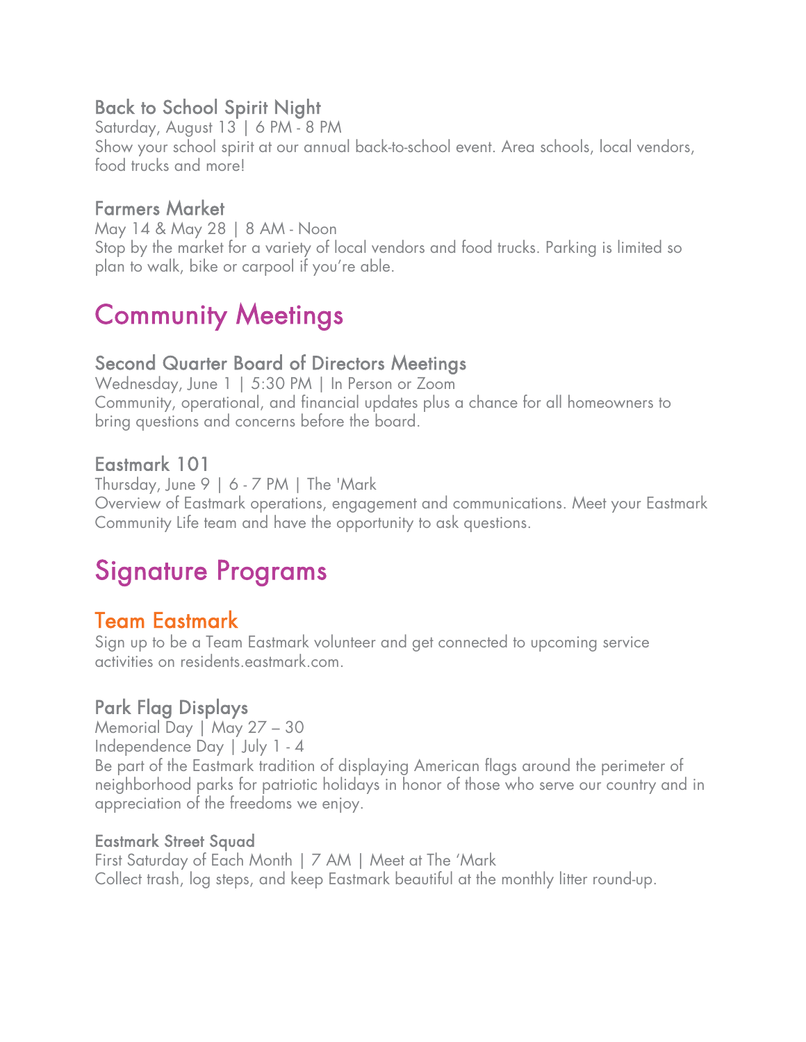### Back to School Spirit Night

Saturday, August 13 | 6 PM - 8 PM

Show your school spirit at our annual back-to-school event. Area schools, local vendors, food trucks and more!

### Farmers Market

May 14 & May 28 | 8 AM - Noon

Stop by the market for a variety of local vendors and food trucks. Parking is limited so plan to walk, bike or carpool if you're able.

## Community Meetings

### Second Quarter Board of Directors Meetings

Wednesday, June 1 | 5:30 PM | In Person or Zoom

Community, operational, and financial updates plus a chance for all homeowners to bring questions and concerns before the board.

### Eastmark 101

Thursday, June 9 | 6 - 7 PM | The 'Mark

Overview of Eastmark operations, engagement and communications. Meet your Eastmark Community Life team and have the opportunity to ask questions.

## Signature Programs

### Team Eastmark

Sign up to be a Team Eastmark volunteer and get connected to upcoming service activities on residents.eastmark.com.

### Park Flag Displays

Memorial Day | May 27 – 30

Independence Day | July 1 - 4

Be part of the Eastmark tradition of displaying American flags around the perimeter of neighborhood parks for patriotic holidays in honor of those who serve our country and in appreciation of the freedoms we enjoy.

#### Eastmark Street Squad

First Saturday of Each Month | 7 AM | Meet at The 'Mark

Collect trash, log steps, and keep Eastmark beautiful at the monthly litter round-up.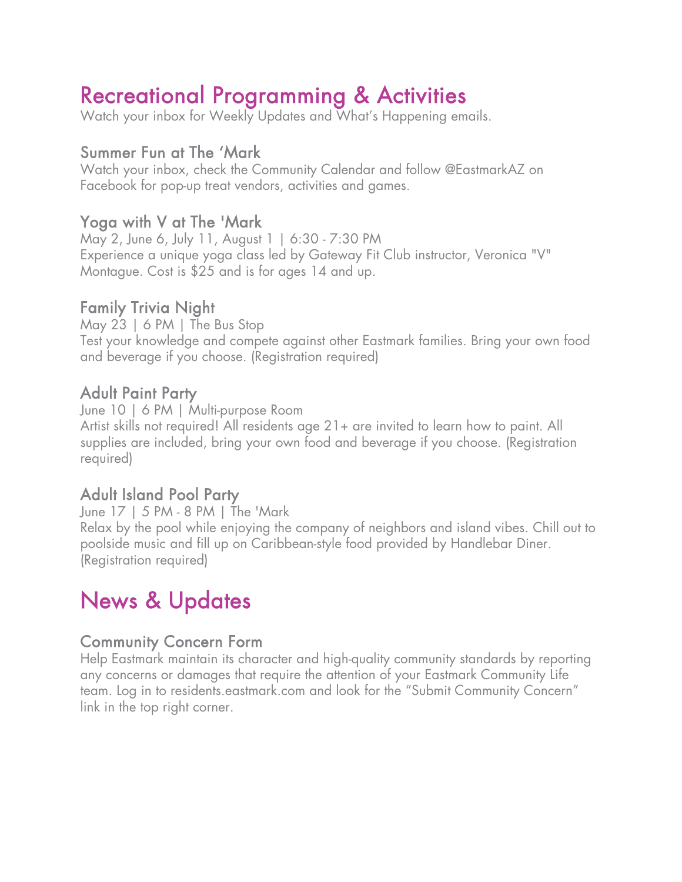# Recreational Programming & Activities

Watch your inbox for Weekly Updates and What's Happening emails.

## Summer Fun at The 'Mark

Watch your inbox, check the Community Calendar and follow @EastmarkAZ on Facebook for pop-up treat vendors, activities and games.

## Yoga with V at The 'Mark

May 2, June 6, July 11, August 1 | 6:30 - 7:30 PM

Experience a unique yoga class led by Gateway Fit Club instructor, Veronica "V" Montague. Cost is $25 and is for ages 14 and up.

## Family Trivia Night

May 23 | 6 PM | The Bus Stop

Test your knowledge and compete against other Eastmark families. Bring your own food and beverage if you choose. (Registration required)

## Adult Paint Party

June 10 | 6 PM | Multi-purpose Room

Artist skills not required! All residents age 21+ are invited to learn how to paint. All supplies are included, bring your own food and beverage if you choose. (Registration required)

## Adult Island Pool Party

June 17 | 5 PM - 8 PM | The 'Mark

Relax by the pool while enjoying the company of neighbors and island vibes. Chill out to poolside music and fill up on Caribbean-style food provided by Handlebar Diner. (Registration required)

# News & Updates

## Community Concern Form

Help Eastmark maintain its character and high-quality community standards by reporting any concerns or damages that require the attention of your Eastmark Community Life team. Log in to residents.eastmark.com and look for the "Submit Community Concern" link in the top right corner.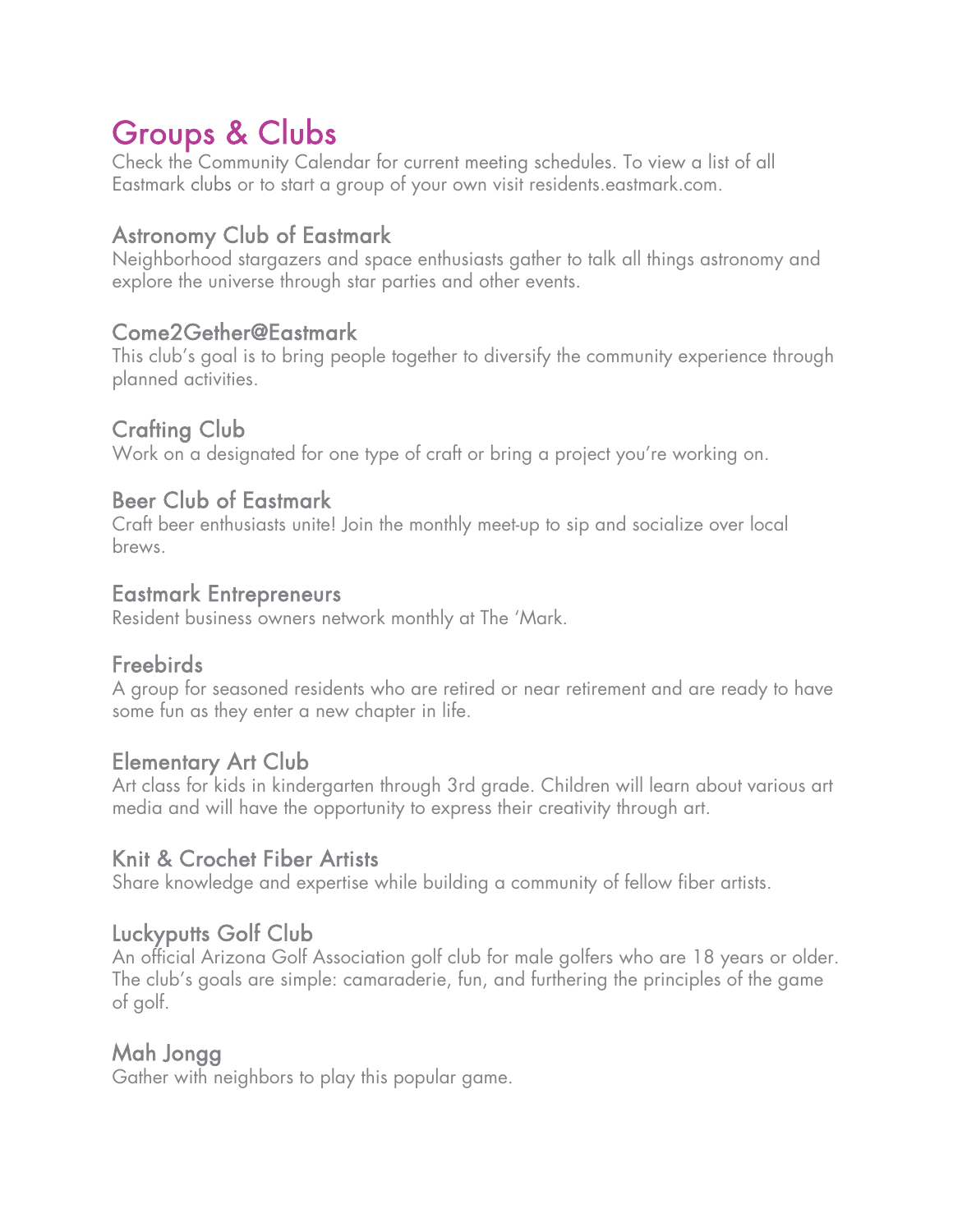# Groups & Clubs

Check the Community Calendar for current meeting schedules. To view a list of all Eastmark clubs or to start a group of your own visit residents.eastmark.com.

## Astronomy Club of Eastmark

Neighborhood stargazers and space enthusiasts gather to talk all things astronomy and explore the universe through star parties and other events.

## Come2Gether@Eastmark

This club's goal is to bring people together to diversify the community experience through planned activities.

## Crafting Club

Work on a designated for one type of craft or bring a project you're working on.

## Beer Club of Eastmark

Craft beer enthusiasts unite! Join the monthly meet-up to sip and socialize over local brews.

## Eastmark Entrepreneurs

Resident business owners network monthly at The 'Mark.

## Freebirds

A group for seasoned residents who are retired or near retirement and are ready to have some fun as they enter a new chapter in life.

## Elementary Art Club

Art class for kids in kindergarten through 3rd grade. Children will learn about various art media and will have the opportunity to express their creativity through art.

## Knit & Crochet Fiber Artists

Share knowledge and expertise while building a community of fellow fiber artists.

## Luckyputts Golf Club

An official Arizona Golf Association golf club for male golfers who are 18 years or older. The club's goals are simple: camaraderie, fun, and furthering the principles of the game of golf.

## Mah Jongg

Gather with neighbors to play this popular game.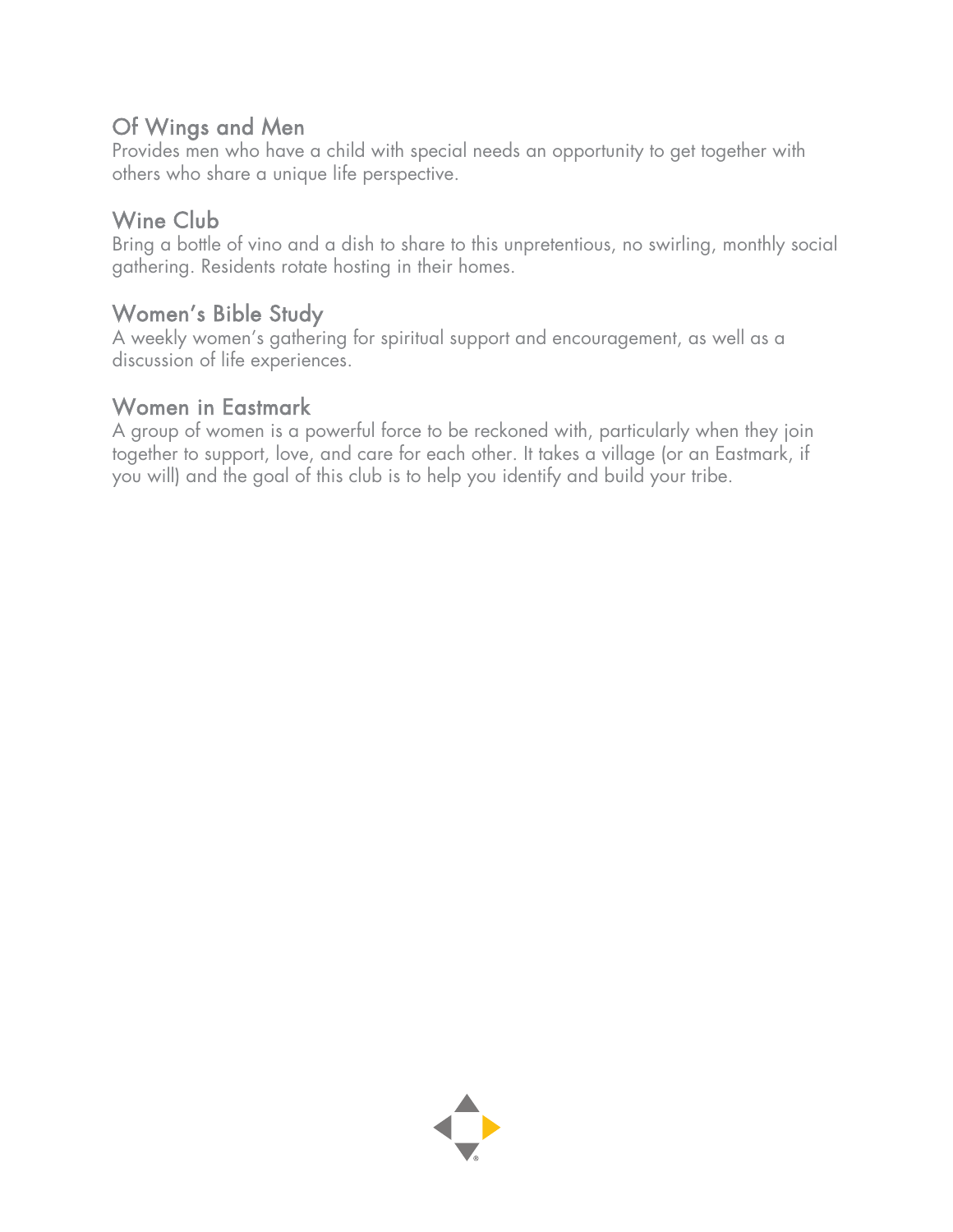### Of Wings and Men

Provides men who have a child with special needs an opportunity to get together with others who share a unique life perspective.

### Wine Club

Bring a bottle of vino and a dish to share to this unpretentious, no swirling, monthly social gathering. Residents rotate hosting in their homes.

### Women's Bible Study

A weekly women's gathering for spiritual support and encouragement, as well as a discussion of life experiences.

### Women in Eastmark

A group of women is a powerful force to be reckoned with, particularly when they join together to support, love, and care for each other. It takes a village (or an Eastmark, if you will) and the goal of this club is to help you identify and build your tribe.